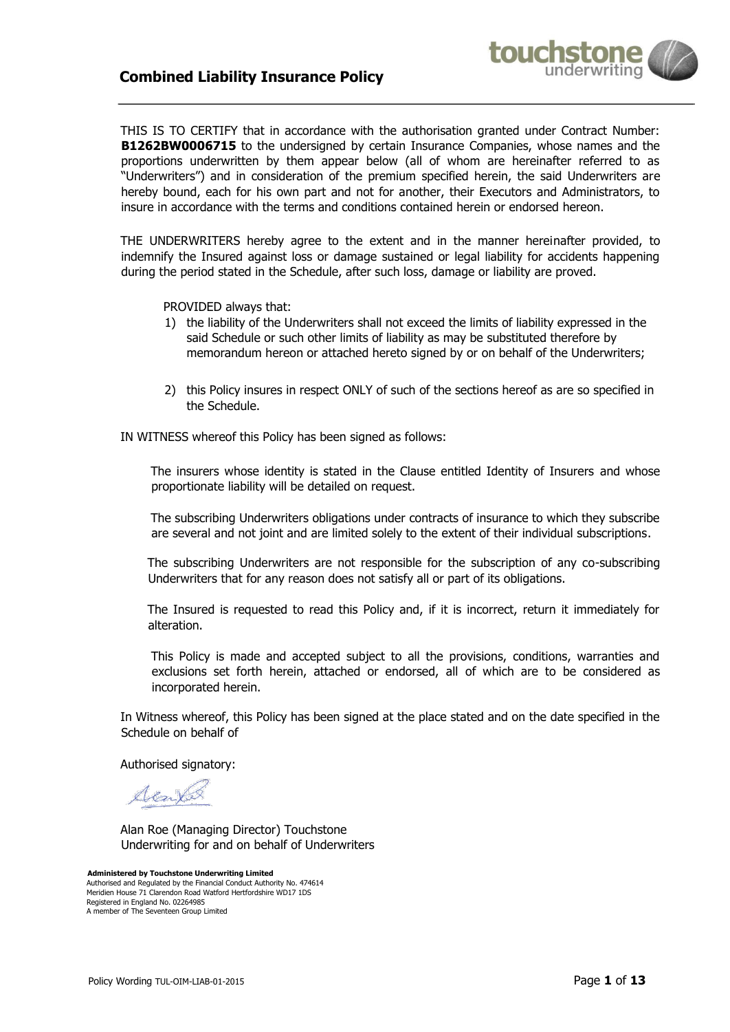# Combined Liability Insurance Policy

THIS IS TO CERTIFY that in accordance with the authorisation granted under Contract Number: **B1262BW0006715** to the undersigned by certain Insurance Companies, whose names and the proportions underwritten by them appear below (all of whom are hereinafter referred to as "Underwriters") and in consideration of the premium specified herein, the said Underwriters are hereby bound, each for his own part and not for another, their Executors and Administrators, to insure in accordance with the terms and conditions contained herein or endorsed hereon.

THE UNDERWRITERS hereby agree to the extent and in the manner hereinafter provided, to indemnify the Insured against loss or damage sustained or legal liability for accidents happening during the period stated in the Schedule, after such loss, damage or liability are proved.

PROVIDED always that:

1) the liability of the Underwriters shall not exceed the limits of liability expressed in the said Schedule or such other limits of liability as may be substituted therefore by memorandum hereon or attached hereto signed by or on behalf of the Underwriters;
2) this Policy insures in respect ONLY of such of the sections hereof as are so specified in the Schedule.

IN WITNESS whereof this Policy has been signed as follows:

The insurers whose identity is stated in the Clause entitled Identity of Insurers and whose proportionate liability will be detailed on request.

The subscribing Underwriters obligations under contracts of insurance to which they subscribe are several and not joint and are limited solely to the extent of their individual subscriptions.

The subscribing Underwriters are not responsible for the subscription of any co-subscribing Underwriters that for any reason does not satisfy all or part of its obligations.

The Insured is requested to read this Policy and, if it is incorrect, return it immediately for alteration.

This Policy is made and accepted subject to all the provisions, conditions, warranties and exclusions set forth herein, attached or endorsed, all of which are to be considered as incorporated herein.

In Witness whereof, this Policy has been signed at the place stated and on the date specified in the Schedule on behalf of

Authorised signatory:

Alan Roe (Managing Director) Touchstone Underwriting for and on behalf of Underwriters

**Administered by Touchstone Underwriting Limited**
Authorised and Regulated by the Financial Conduct Authority No. 474614
Meridien House 71 Clarendon Road Watford Hertfordshire WD17 1DS
Registered in England No. 02264985
A member of The Seventeen Group Limited

Policy Wording TUL-OIM-LIAB-01-2015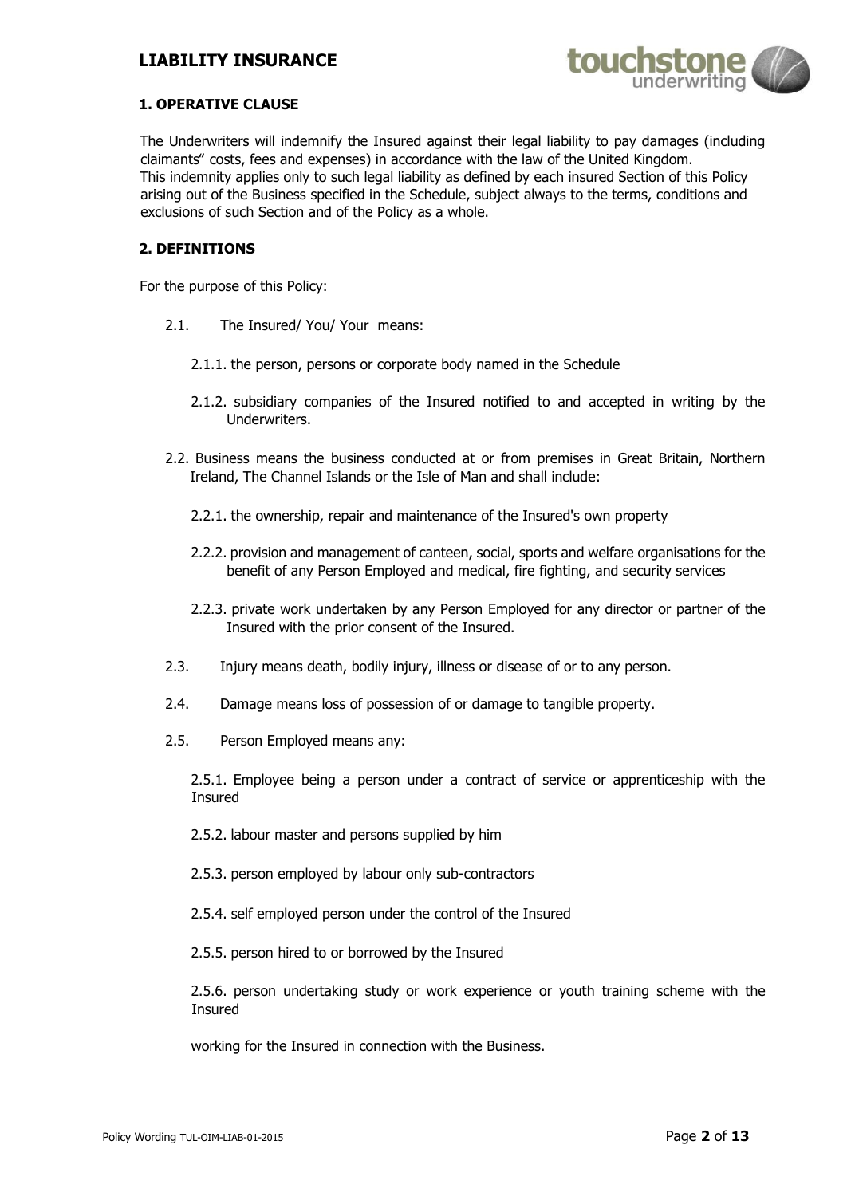## 1. OPERATIVE CLAUSE

The Underwriters will indemnify the Insured against their legal liability to pay damages (including claimants" costs, fees and expenses) in accordance with the law of the United Kingdom.
This indemnity applies only to such legal liability as defined by each insured Section of this Policy arising out of the Business specified in the Schedule, subject always to the terms, conditions and exclusions of such Section and of the Policy as a whole.

## 2. DEFINITIONS

For the purpose of this Policy:

2.1. The Insured/ You/ Your means:

2.1.1. the person, persons or corporate body named in the Schedule

2.1.2. subsidiary companies of the Insured notified to and accepted in writing by the Underwriters.

2.2. Business means the business conducted at or from premises in Great Britain, Northern Ireland, The Channel Islands or the Isle of Man and shall include:

2.2.1. the ownership, repair and maintenance of the Insured's own property

2.2.2. provision and management of canteen, social, sports and welfare organisations for the benefit of any Person Employed and medical, fire fighting, and security services

2.2.3. private work undertaken by any Person Employed for any director or partner of the Insured with the prior consent of the Insured.

2.3. Injury means death, bodily injury, illness or disease of or to any person.

2.4. Damage means loss of possession of or damage to tangible property.

2.5. Person Employed means any:

2.5.1. Employee being a person under a contract of service or apprenticeship with the Insured

2.5.2. labour master and persons supplied by him

2.5.3. person employed by labour only sub-contractors

2.5.4. self employed person under the control of the Insured

2.5.5. person hired to or borrowed by the Insured

2.5.6. person undertaking study or work experience or youth training scheme with the Insured

working for the Insured in connection with the Business.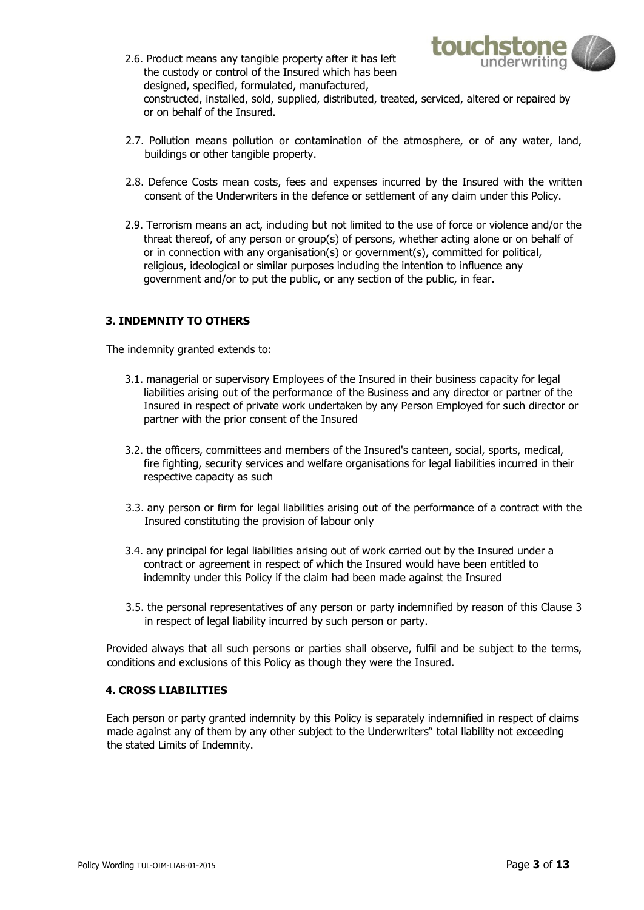2.6. Product means any tangible property after it has left the custody or control of the Insured which has been designed, specified, formulated, manufactured, constructed, installed, sold, supplied, distributed, treated, serviced, altered or repaired by or on behalf of the Insured.

2.7. Pollution means pollution or contamination of the atmosphere, or of any water, land, buildings or other tangible property.

2.8. Defence Costs mean costs, fees and expenses incurred by the Insured with the written consent of the Underwriters in the defence or settlement of any claim under this Policy.

2.9. Terrorism means an act, including but not limited to the use of force or violence and/or the threat thereof, of any person or group(s) of persons, whether acting alone or on behalf of or in connection with any organisation(s) or government(s), committed for political, religious, ideological or similar purposes including the intention to influence any government and/or to put the public, or any section of the public, in fear.

### 3. INDEMNITY TO OTHERS

The indemnity granted extends to:

3.1. managerial or supervisory Employees of the Insured in their business capacity for legal liabilities arising out of the performance of the Business and any director or partner of the Insured in respect of private work undertaken by any Person Employed for such director or partner with the prior consent of the Insured

3.2. the officers, committees and members of the Insured's canteen, social, sports, medical, fire fighting, security services and welfare organisations for legal liabilities incurred in their respective capacity as such

3.3. any person or firm for legal liabilities arising out of the performance of a contract with the Insured constituting the provision of labour only

3.4. any principal for legal liabilities arising out of work carried out by the Insured under a contract or agreement in respect of which the Insured would have been entitled to indemnity under this Policy if the claim had been made against the Insured

3.5. the personal representatives of any person or party indemnified by reason of this Clause 3 in respect of legal liability incurred by such person or party.

Provided always that all such persons or parties shall observe, fulfil and be subject to the terms, conditions and exclusions of this Policy as though they were the Insured.

### 4. CROSS LIABILITIES

Each person or party granted indemnity by this Policy is separately indemnified in respect of claims made against any of them by any other subject to the Underwriters" total liability not exceeding the stated Limits of Indemnity.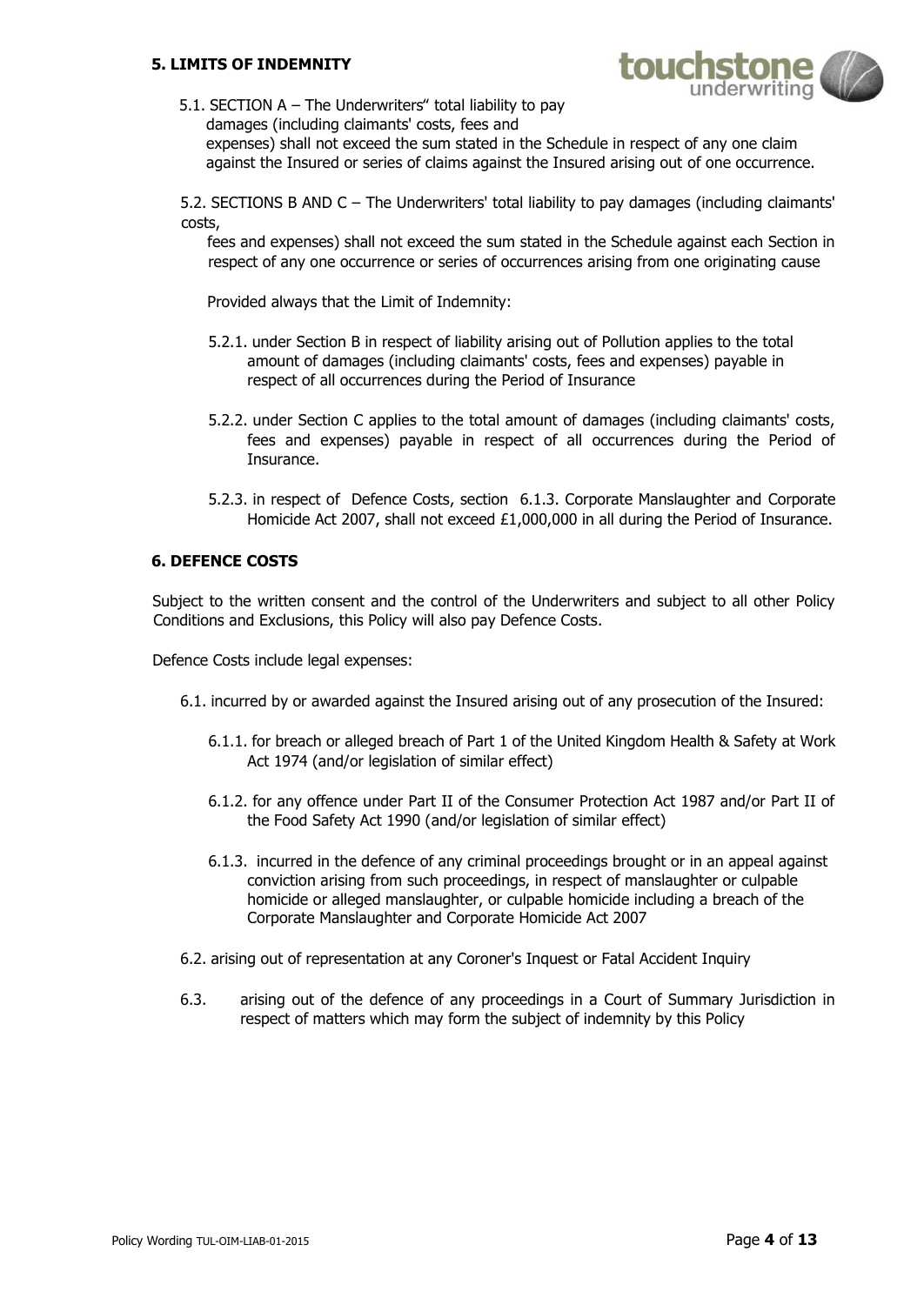## 5. LIMITS OF INDEMNITY

5.1. SECTION A – The Underwriters" total liability to pay damages (including claimants' costs, fees and expenses) shall not exceed the sum stated in the Schedule in respect of any one claim against the Insured or series of claims against the Insured arising out of one occurrence.

5.2. SECTIONS B AND C – The Underwriters' total liability to pay damages (including claimants' costs, fees and expenses) shall not exceed the sum stated in the Schedule against each Section in respect of any one occurrence or series of occurrences arising from one originating cause

Provided always that the Limit of Indemnity:

5.2.1. under Section B in respect of liability arising out of Pollution applies to the total amount of damages (including claimants' costs, fees and expenses) payable in respect of all occurrences during the Period of Insurance

5.2.2. under Section C applies to the total amount of damages (including claimants' costs, fees and expenses) payable in respect of all occurrences during the Period of Insurance.

5.2.3. in respect of Defence Costs, section 6.1.3. Corporate Manslaughter and Corporate Homicide Act 2007, shall not exceed £1,000,000 in all during the Period of Insurance.

## 6. DEFENCE COSTS

Subject to the written consent and the control of the Underwriters and subject to all other Policy Conditions and Exclusions, this Policy will also pay Defence Costs.

Defence Costs include legal expenses:

6.1. incurred by or awarded against the Insured arising out of any prosecution of the Insured:

6.1.1. for breach or alleged breach of Part 1 of the United Kingdom Health & Safety at Work Act 1974 (and/or legislation of similar effect)

6.1.2. for any offence under Part II of the Consumer Protection Act 1987 and/or Part II of the Food Safety Act 1990 (and/or legislation of similar effect)

6.1.3. incurred in the defence of any criminal proceedings brought or in an appeal against conviction arising from such proceedings, in respect of manslaughter or culpable homicide or alleged manslaughter, or culpable homicide including a breach of the Corporate Manslaughter and Corporate Homicide Act 2007

6.2. arising out of representation at any Coroner's Inquest or Fatal Accident Inquiry

6.3. arising out of the defence of any proceedings in a Court of Summary Jurisdiction in respect of matters which may form the subject of indemnity by this Policy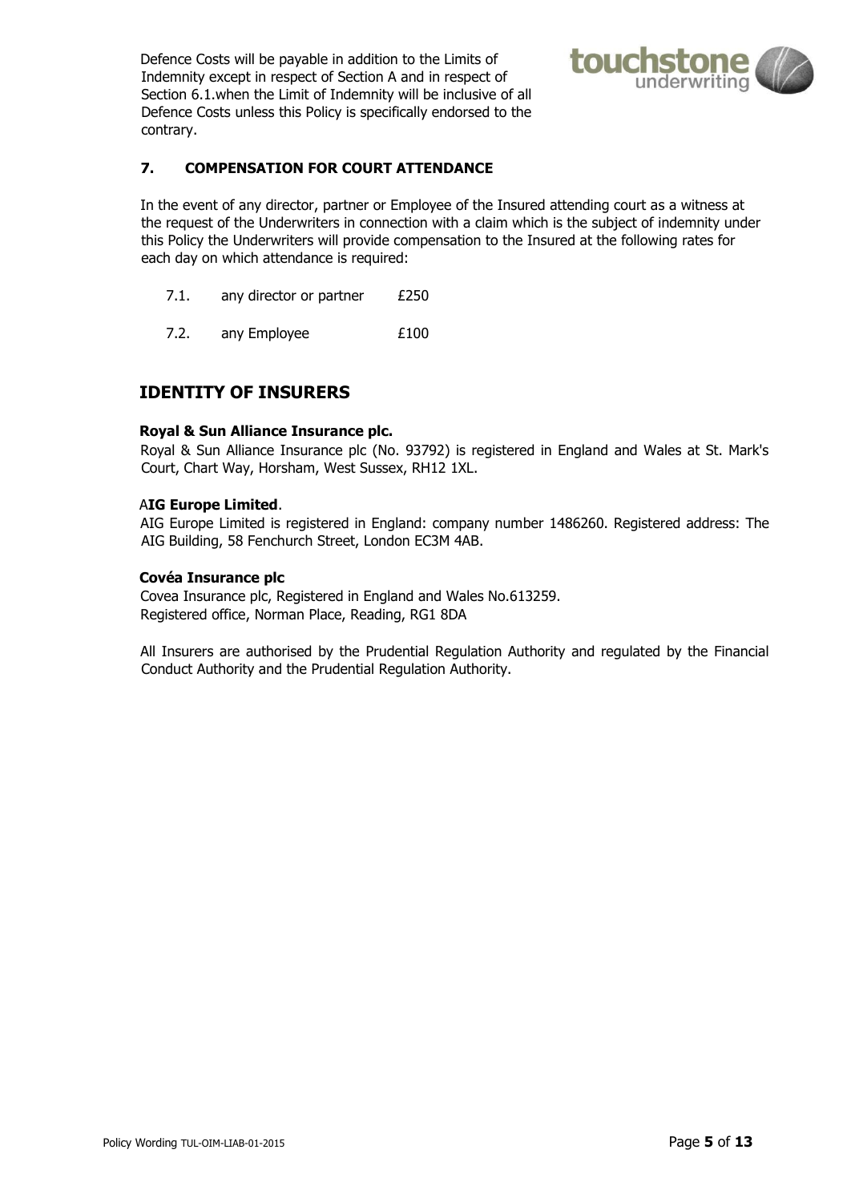Defence Costs will be payable in addition to the Limits of Indemnity except in respect of Section A and in respect of Section 6.1.when the Limit of Indemnity will be inclusive of all Defence Costs unless this Policy is specifically endorsed to the contrary.

### 7. COMPENSATION FOR COURT ATTENDANCE

In the event of any director, partner or Employee of the Insured attending court as a witness at the request of the Underwriters in connection with a claim which is the subject of indemnity under this Policy the Underwriters will provide compensation to the Insured at the following rates for each day on which attendance is required:

7.1. any director or partner £250

7.2. any Employee £100

## IDENTITY OF INSURERS

**Royal & Sun Alliance Insurance plc.**

Royal & Sun Alliance Insurance plc (No. 93792) is registered in England and Wales at St. Mark's Court, Chart Way, Horsham, West Sussex, RH12 1XL.

A**IG Europe Limited**.

AIG Europe Limited is registered in England: company number 1486260. Registered address: The AIG Building, 58 Fenchurch Street, London EC3M 4AB.

**Covéa Insurance plc**

Covea Insurance plc, Registered in England and Wales No.613259.
Registered office, Norman Place, Reading, RG1 8DA

All Insurers are authorised by the Prudential Regulation Authority and regulated by the Financial Conduct Authority and the Prudential Regulation Authority.

Policy Wording TUL-OIM-LIAB-01-2015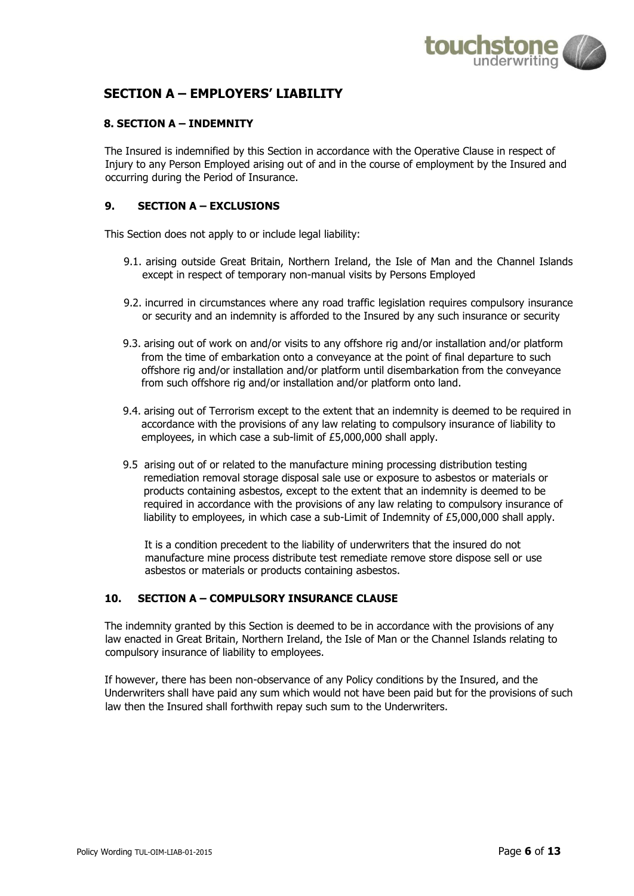## SECTION A – EMPLOYERS' LIABILITY

### 8. SECTION A – INDEMNITY

The Insured is indemnified by this Section in accordance with the Operative Clause in respect of Injury to any Person Employed arising out of and in the course of employment by the Insured and occurring during the Period of Insurance.

### 9. SECTION A – EXCLUSIONS

This Section does not apply to or include legal liability:

9.1. arising outside Great Britain, Northern Ireland, the Isle of Man and the Channel Islands except in respect of temporary non-manual visits by Persons Employed

9.2. incurred in circumstances where any road traffic legislation requires compulsory insurance or security and an indemnity is afforded to the Insured by any such insurance or security

9.3. arising out of work on and/or visits to any offshore rig and/or installation and/or platform from the time of embarkation onto a conveyance at the point of final departure to such offshore rig and/or installation and/or platform until disembarkation from the conveyance from such offshore rig and/or installation and/or platform onto land.

9.4. arising out of Terrorism except to the extent that an indemnity is deemed to be required in accordance with the provisions of any law relating to compulsory insurance of liability to employees, in which case a sub-limit of £5,000,000 shall apply.

9.5 arising out of or related to the manufacture mining processing distribution testing remediation removal storage disposal sale use or exposure to asbestos or materials or products containing asbestos, except to the extent that an indemnity is deemed to be required in accordance with the provisions of any law relating to compulsory insurance of liability to employees, in which case a sub-Limit of Indemnity of £5,000,000 shall apply.

It is a condition precedent to the liability of underwriters that the insured do not manufacture mine process distribute test remediate remove store dispose sell or use asbestos or materials or products containing asbestos.

### 10. SECTION A – COMPULSORY INSURANCE CLAUSE

The indemnity granted by this Section is deemed to be in accordance with the provisions of any law enacted in Great Britain, Northern Ireland, the Isle of Man or the Channel Islands relating to compulsory insurance of liability to employees.

If however, there has been non-observance of any Policy conditions by the Insured, and the Underwriters shall have paid any sum which would not have been paid but for the provisions of such law then the Insured shall forthwith repay such sum to the Underwriters.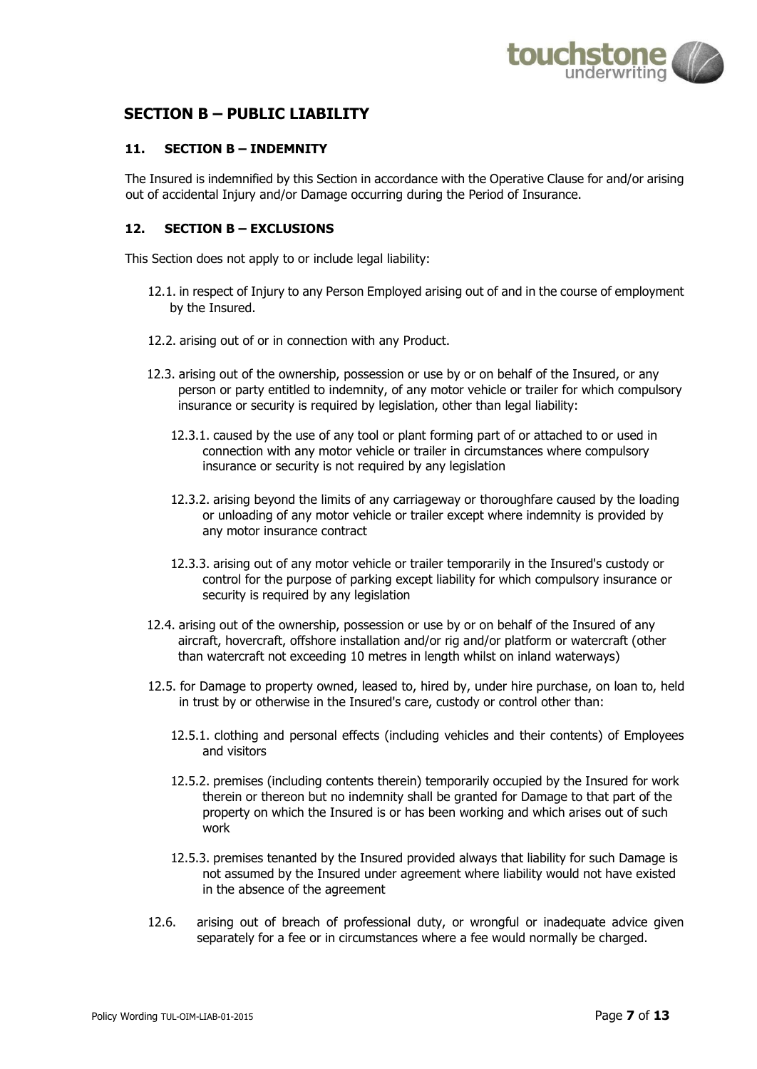## SECTION B – PUBLIC LIABILITY

### 11. SECTION B – INDEMNITY

The Insured is indemnified by this Section in accordance with the Operative Clause for and/or arising out of accidental Injury and/or Damage occurring during the Period of Insurance.

### 12. SECTION B – EXCLUSIONS

This Section does not apply to or include legal liability:

12.1. in respect of Injury to any Person Employed arising out of and in the course of employment by the Insured.

12.2. arising out of or in connection with any Product.

12.3. arising out of the ownership, possession or use by or on behalf of the Insured, or any person or party entitled to indemnity, of any motor vehicle or trailer for which compulsory insurance or security is required by legislation, other than legal liability:

12.3.1. caused by the use of any tool or plant forming part of or attached to or used in connection with any motor vehicle or trailer in circumstances where compulsory insurance or security is not required by any legislation

12.3.2. arising beyond the limits of any carriageway or thoroughfare caused by the loading or unloading of any motor vehicle or trailer except where indemnity is provided by any motor insurance contract

12.3.3. arising out of any motor vehicle or trailer temporarily in the Insured's custody or control for the purpose of parking except liability for which compulsory insurance or security is required by any legislation

12.4. arising out of the ownership, possession or use by or on behalf of the Insured of any aircraft, hovercraft, offshore installation and/or rig and/or platform or watercraft (other than watercraft not exceeding 10 metres in length whilst on inland waterways)

12.5. for Damage to property owned, leased to, hired by, under hire purchase, on loan to, held in trust by or otherwise in the Insured's care, custody or control other than:

12.5.1. clothing and personal effects (including vehicles and their contents) of Employees and visitors

12.5.2. premises (including contents therein) temporarily occupied by the Insured for work therein or thereon but no indemnity shall be granted for Damage to that part of the property on which the Insured is or has been working and which arises out of such work

12.5.3. premises tenanted by the Insured provided always that liability for such Damage is not assumed by the Insured under agreement where liability would not have existed in the absence of the agreement

12.6. arising out of breach of professional duty, or wrongful or inadequate advice given separately for a fee or in circumstances where a fee would normally be charged.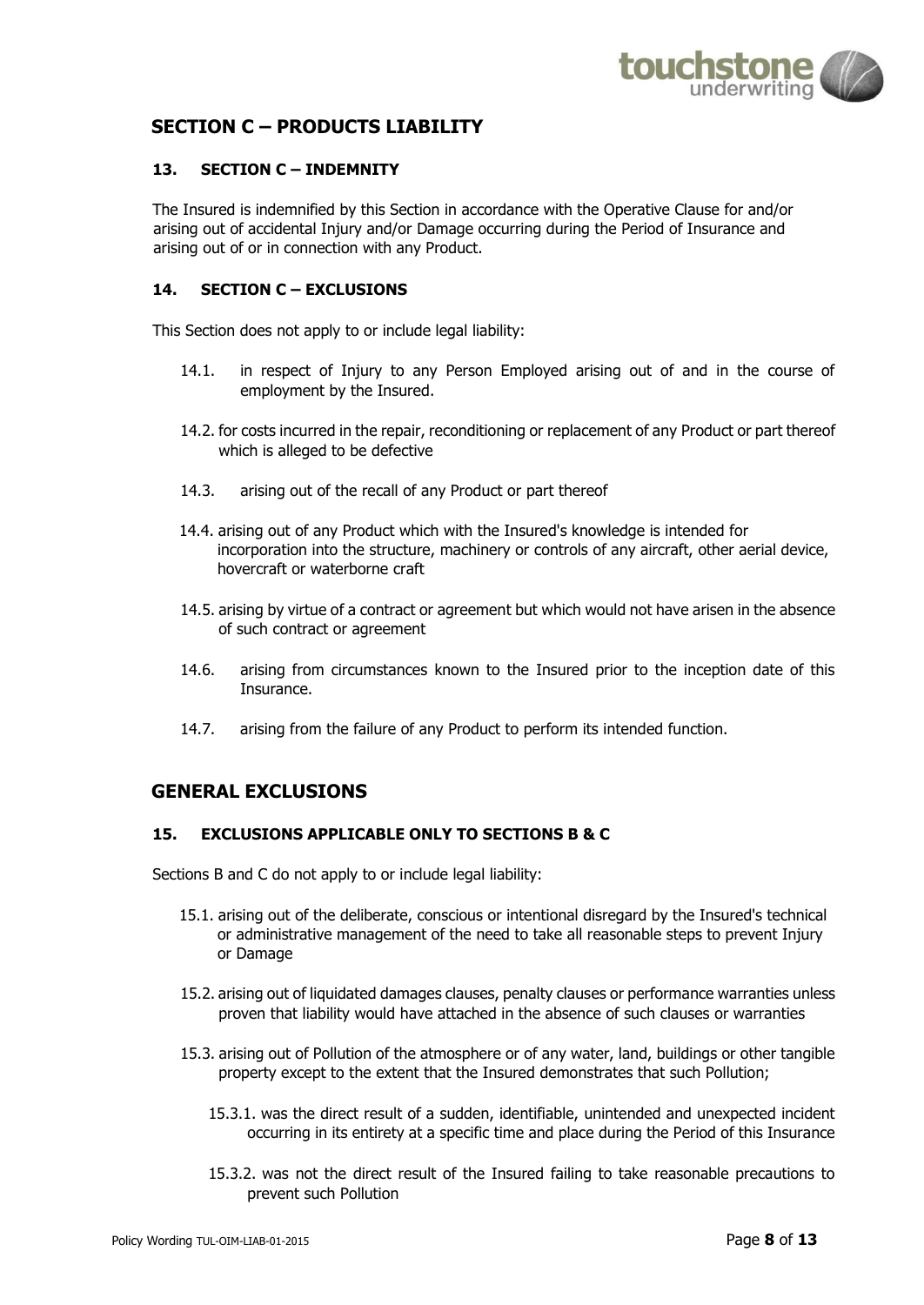## SECTION C – PRODUCTS LIABILITY

### 13. SECTION C – INDEMNITY

The Insured is indemnified by this Section in accordance with the Operative Clause for and/or arising out of accidental Injury and/or Damage occurring during the Period of Insurance and arising out of or in connection with any Product.

### 14. SECTION C – EXCLUSIONS

This Section does not apply to or include legal liability:

14.1. in respect of Injury to any Person Employed arising out of and in the course of employment by the Insured.

14.2. for costs incurred in the repair, reconditioning or replacement of any Product or part thereof which is alleged to be defective

14.3. arising out of the recall of any Product or part thereof

14.4. arising out of any Product which with the Insured's knowledge is intended for incorporation into the structure, machinery or controls of any aircraft, other aerial device, hovercraft or waterborne craft

14.5. arising by virtue of a contract or agreement but which would not have arisen in the absence of such contract or agreement

14.6. arising from circumstances known to the Insured prior to the inception date of this Insurance.

14.7. arising from the failure of any Product to perform its intended function.

## GENERAL EXCLUSIONS

### 15. EXCLUSIONS APPLICABLE ONLY TO SECTIONS B & C

Sections B and C do not apply to or include legal liability:

15.1. arising out of the deliberate, conscious or intentional disregard by the Insured's technical or administrative management of the need to take all reasonable steps to prevent Injury or Damage

15.2. arising out of liquidated damages clauses, penalty clauses or performance warranties unless proven that liability would have attached in the absence of such clauses or warranties

15.3. arising out of Pollution of the atmosphere or of any water, land, buildings or other tangible property except to the extent that the Insured demonstrates that such Pollution;

15.3.1. was the direct result of a sudden, identifiable, unintended and unexpected incident occurring in its entirety at a specific time and place during the Period of this Insurance

15.3.2. was not the direct result of the Insured failing to take reasonable precautions to prevent such Pollution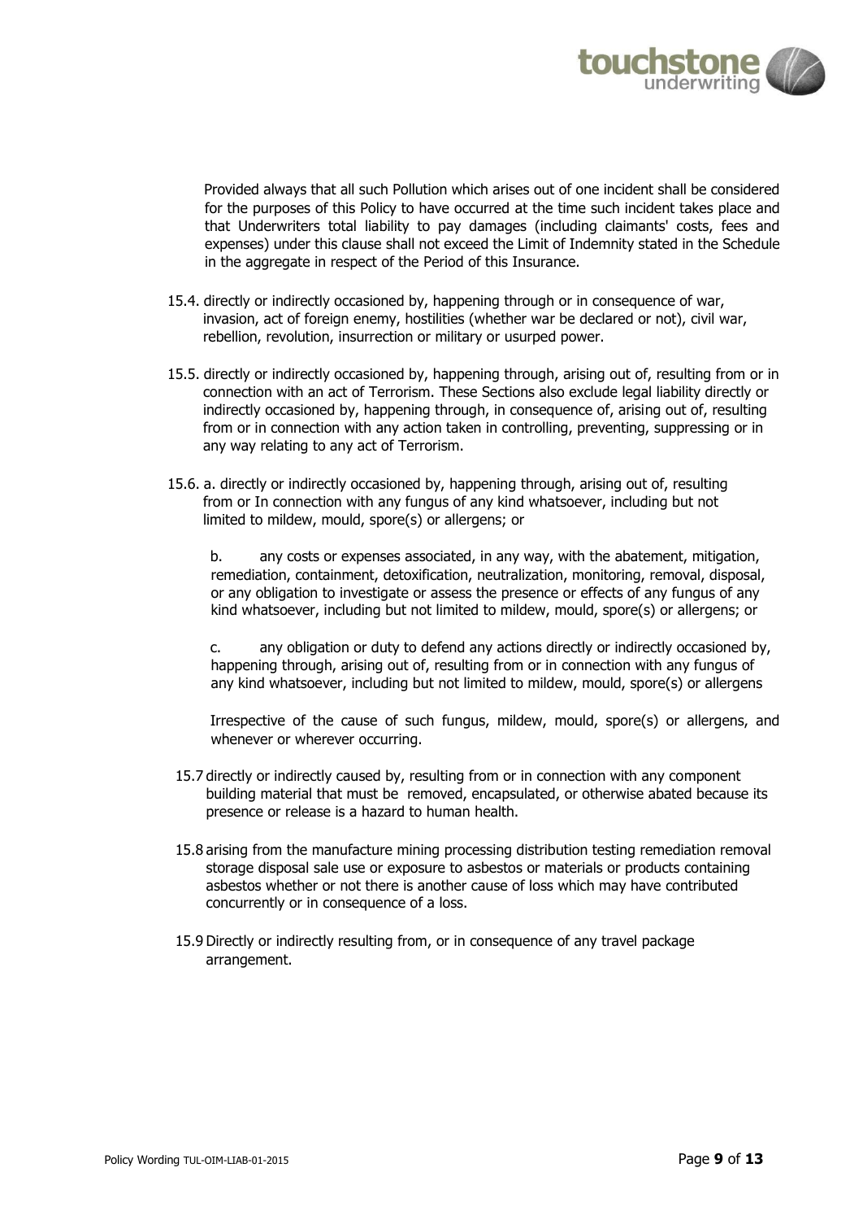Provided always that all such Pollution which arises out of one incident shall be considered for the purposes of this Policy to have occurred at the time such incident takes place and that Underwriters total liability to pay damages (including claimants' costs, fees and expenses) under this clause shall not exceed the Limit of Indemnity stated in the Schedule in the aggregate in respect of the Period of this Insurance.

15.4. directly or indirectly occasioned by, happening through or in consequence of war, invasion, act of foreign enemy, hostilities (whether war be declared or not), civil war, rebellion, revolution, insurrection or military or usurped power.

15.5. directly or indirectly occasioned by, happening through, arising out of, resulting from or in connection with an act of Terrorism. These Sections also exclude legal liability directly or indirectly occasioned by, happening through, in consequence of, arising out of, resulting from or in connection with any action taken in controlling, preventing, suppressing or in any way relating to any act of Terrorism.

15.6. a. directly or indirectly occasioned by, happening through, arising out of, resulting from or In connection with any fungus of any kind whatsoever, including but not limited to mildew, mould, spore(s) or allergens; or

b. any costs or expenses associated, in any way, with the abatement, mitigation, remediation, containment, detoxification, neutralization, monitoring, removal, disposal, or any obligation to investigate or assess the presence or effects of any fungus of any kind whatsoever, including but not limited to mildew, mould, spore(s) or allergens; or

c. any obligation or duty to defend any actions directly or indirectly occasioned by, happening through, arising out of, resulting from or in connection with any fungus of any kind whatsoever, including but not limited to mildew, mould, spore(s) or allergens

Irrespective of the cause of such fungus, mildew, mould, spore(s) or allergens, and whenever or wherever occurring.

15.7 directly or indirectly caused by, resulting from or in connection with any component building material that must be removed, encapsulated, or otherwise abated because its presence or release is a hazard to human health.

15.8 arising from the manufacture mining processing distribution testing remediation removal storage disposal sale use or exposure to asbestos or materials or products containing asbestos whether or not there is another cause of loss which may have contributed concurrently or in consequence of a loss.

15.9 Directly or indirectly resulting from, or in consequence of any travel package arrangement.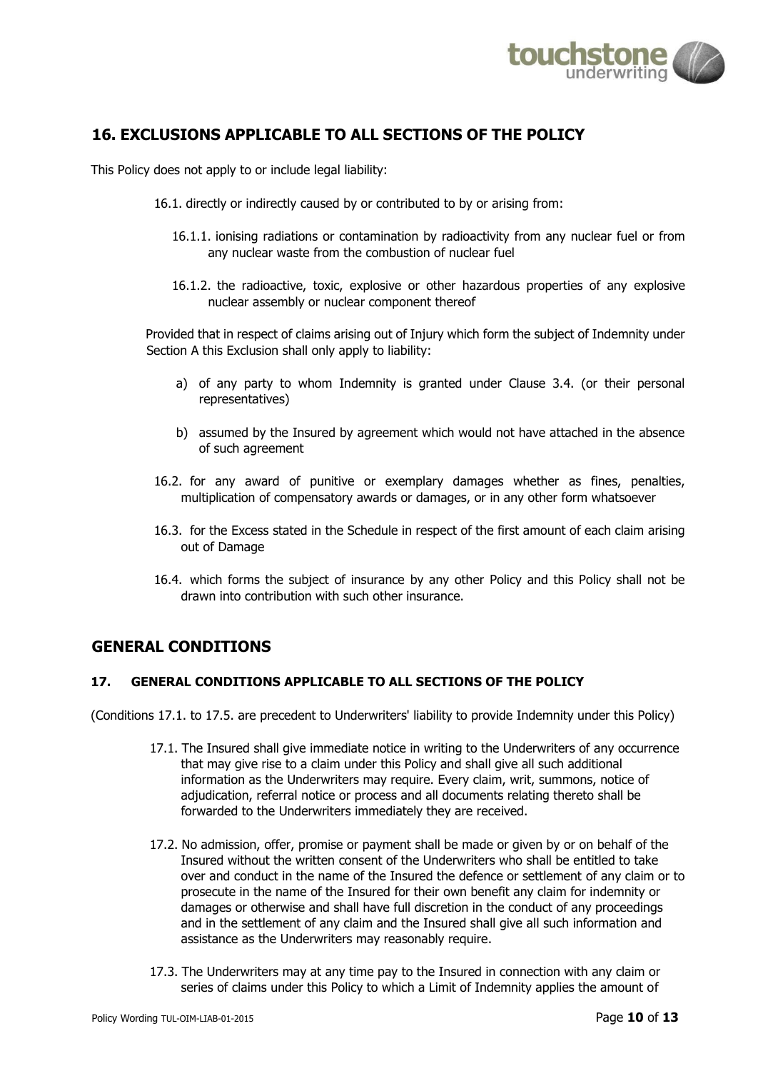## 16. EXCLUSIONS APPLICABLE TO ALL SECTIONS OF THE POLICY

This Policy does not apply to or include legal liability:

16.1. directly or indirectly caused by or contributed to by or arising from:

16.1.1. ionising radiations or contamination by radioactivity from any nuclear fuel or from any nuclear waste from the combustion of nuclear fuel

16.1.2. the radioactive, toxic, explosive or other hazardous properties of any explosive nuclear assembly or nuclear component thereof

Provided that in respect of claims arising out of Injury which form the subject of Indemnity under Section A this Exclusion shall only apply to liability:

a) of any party to whom Indemnity is granted under Clause 3.4. (or their personal representatives)

b) assumed by the Insured by agreement which would not have attached in the absence of such agreement

16.2. for any award of punitive or exemplary damages whether as fines, penalties, multiplication of compensatory awards or damages, or in any other form whatsoever

16.3. for the Excess stated in the Schedule in respect of the first amount of each claim arising out of Damage

16.4. which forms the subject of insurance by any other Policy and this Policy shall not be drawn into contribution with such other insurance.

## GENERAL CONDITIONS

### 17. GENERAL CONDITIONS APPLICABLE TO ALL SECTIONS OF THE POLICY

(Conditions 17.1. to 17.5. are precedent to Underwriters' liability to provide Indemnity under this Policy)

17.1. The Insured shall give immediate notice in writing to the Underwriters of any occurrence that may give rise to a claim under this Policy and shall give all such additional information as the Underwriters may require. Every claim, writ, summons, notice of adjudication, referral notice or process and all documents relating thereto shall be forwarded to the Underwriters immediately they are received.

17.2. No admission, offer, promise or payment shall be made or given by or on behalf of the Insured without the written consent of the Underwriters who shall be entitled to take over and conduct in the name of the Insured the defence or settlement of any claim or to prosecute in the name of the Insured for their own benefit any claim for indemnity or damages or otherwise and shall have full discretion in the conduct of any proceedings and in the settlement of any claim and the Insured shall give all such information and assistance as the Underwriters may reasonably require.

17.3. The Underwriters may at any time pay to the Insured in connection with any claim or series of claims under this Policy to which a Limit of Indemnity applies the amount of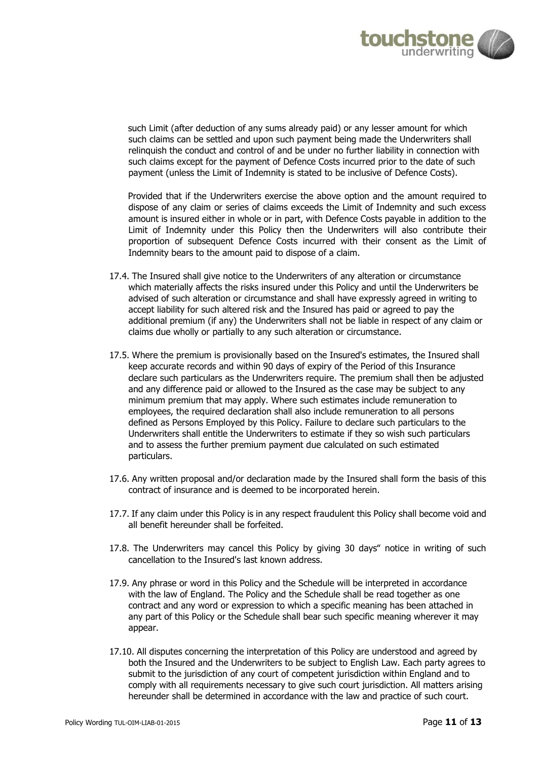such Limit (after deduction of any sums already paid) or any lesser amount for which such claims can be settled and upon such payment being made the Underwriters shall relinquish the conduct and control of and be under no further liability in connection with such claims except for the payment of Defence Costs incurred prior to the date of such payment (unless the Limit of Indemnity is stated to be inclusive of Defence Costs).

Provided that if the Underwriters exercise the above option and the amount required to dispose of any claim or series of claims exceeds the Limit of Indemnity and such excess amount is insured either in whole or in part, with Defence Costs payable in addition to the Limit of Indemnity under this Policy then the Underwriters will also contribute their proportion of subsequent Defence Costs incurred with their consent as the Limit of Indemnity bears to the amount paid to dispose of a claim.

17.4. The Insured shall give notice to the Underwriters of any alteration or circumstance which materially affects the risks insured under this Policy and until the Underwriters be advised of such alteration or circumstance and shall have expressly agreed in writing to accept liability for such altered risk and the Insured has paid or agreed to pay the additional premium (if any) the Underwriters shall not be liable in respect of any claim or claims due wholly or partially to any such alteration or circumstance.

17.5. Where the premium is provisionally based on the Insured's estimates, the Insured shall keep accurate records and within 90 days of expiry of the Period of this Insurance declare such particulars as the Underwriters require. The premium shall then be adjusted and any difference paid or allowed to the Insured as the case may be subject to any minimum premium that may apply. Where such estimates include remuneration to employees, the required declaration shall also include remuneration to all persons defined as Persons Employed by this Policy. Failure to declare such particulars to the Underwriters shall entitle the Underwriters to estimate if they so wish such particulars and to assess the further premium payment due calculated on such estimated particulars.

17.6. Any written proposal and/or declaration made by the Insured shall form the basis of this contract of insurance and is deemed to be incorporated herein.

17.7. If any claim under this Policy is in any respect fraudulent this Policy shall become void and all benefit hereunder shall be forfeited.

17.8. The Underwriters may cancel this Policy by giving 30 days" notice in writing of such cancellation to the Insured's last known address.

17.9. Any phrase or word in this Policy and the Schedule will be interpreted in accordance with the law of England. The Policy and the Schedule shall be read together as one contract and any word or expression to which a specific meaning has been attached in any part of this Policy or the Schedule shall bear such specific meaning wherever it may appear.

17.10. All disputes concerning the interpretation of this Policy are understood and agreed by both the Insured and the Underwriters to be subject to English Law. Each party agrees to submit to the jurisdiction of any court of competent jurisdiction within England and to comply with all requirements necessary to give such court jurisdiction. All matters arising hereunder shall be determined in accordance with the law and practice of such court.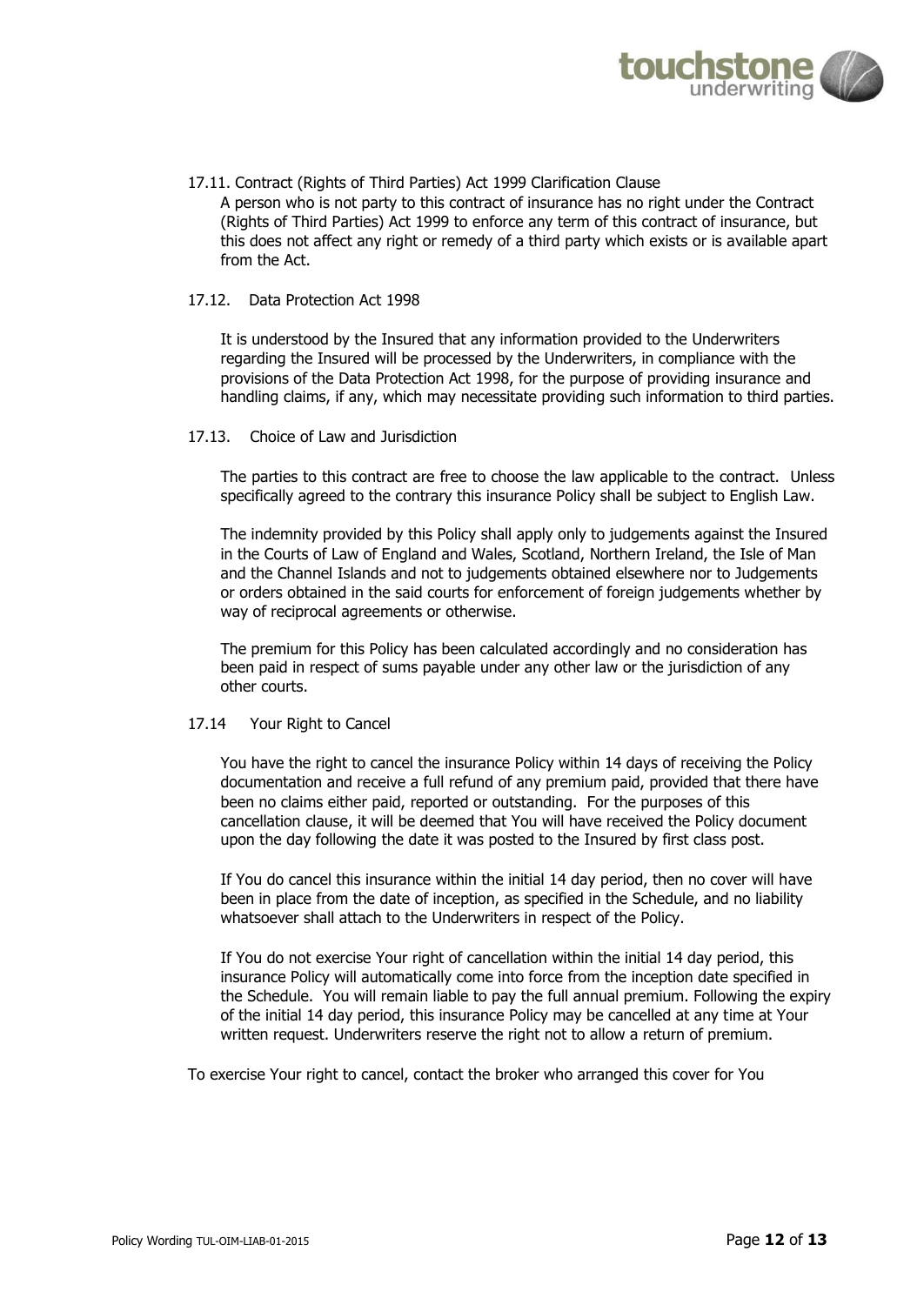17.11. Contract (Rights of Third Parties) Act 1999 Clarification Clause

A person who is not party to this contract of insurance has no right under the Contract (Rights of Third Parties) Act 1999 to enforce any term of this contract of insurance, but this does not affect any right or remedy of a third party which exists or is available apart from the Act.

17.12. Data Protection Act 1998

It is understood by the Insured that any information provided to the Underwriters regarding the Insured will be processed by the Underwriters, in compliance with the provisions of the Data Protection Act 1998, for the purpose of providing insurance and handling claims, if any, which may necessitate providing such information to third parties.

17.13. Choice of Law and Jurisdiction

The parties to this contract are free to choose the law applicable to the contract. Unless specifically agreed to the contrary this insurance Policy shall be subject to English Law.

The indemnity provided by this Policy shall apply only to judgements against the Insured in the Courts of Law of England and Wales, Scotland, Northern Ireland, the Isle of Man and the Channel Islands and not to judgements obtained elsewhere nor to Judgements or orders obtained in the said courts for enforcement of foreign judgements whether by way of reciprocal agreements or otherwise.

The premium for this Policy has been calculated accordingly and no consideration has been paid in respect of sums payable under any other law or the jurisdiction of any other courts.

17.14 Your Right to Cancel

You have the right to cancel the insurance Policy within 14 days of receiving the Policy documentation and receive a full refund of any premium paid, provided that there have been no claims either paid, reported or outstanding. For the purposes of this cancellation clause, it will be deemed that You will have received the Policy document upon the day following the date it was posted to the Insured by first class post.

If You do cancel this insurance within the initial 14 day period, then no cover will have been in place from the date of inception, as specified in the Schedule, and no liability whatsoever shall attach to the Underwriters in respect of the Policy.

If You do not exercise Your right of cancellation within the initial 14 day period, this insurance Policy will automatically come into force from the inception date specified in the Schedule. You will remain liable to pay the full annual premium. Following the expiry of the initial 14 day period, this insurance Policy may be cancelled at any time at Your written request. Underwriters reserve the right not to allow a return of premium.

To exercise Your right to cancel, contact the broker who arranged this cover for You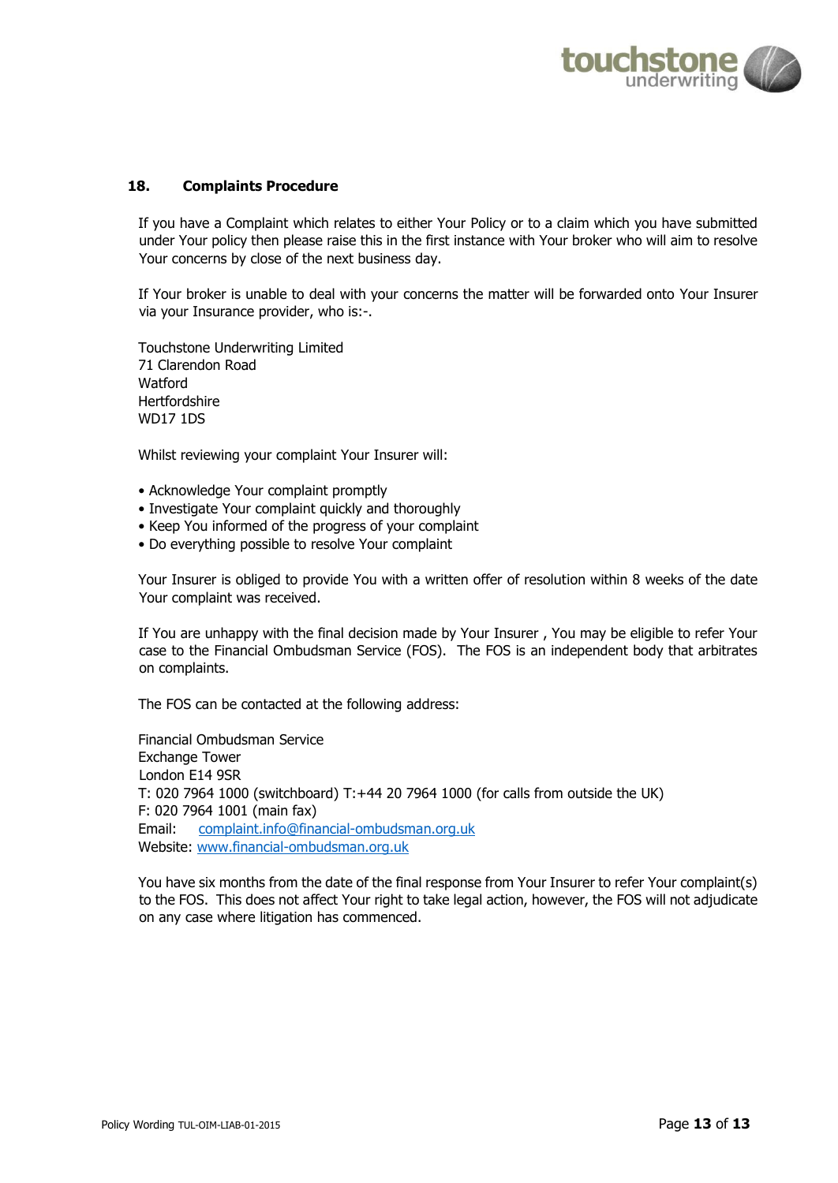## 18. Complaints Procedure

If you have a Complaint which relates to either Your Policy or to a claim which you have submitted under Your policy then please raise this in the first instance with Your broker who will aim to resolve Your concerns by close of the next business day.

If Your broker is unable to deal with your concerns the matter will be forwarded onto Your Insurer via your Insurance provider, who is:-.

Touchstone Underwriting Limited
71 Clarendon Road
Watford
Hertfordshire
WD17 1DS

Whilst reviewing your complaint Your Insurer will:

- Acknowledge Your complaint promptly
- Investigate Your complaint quickly and thoroughly
- Keep You informed of the progress of your complaint
- Do everything possible to resolve Your complaint

Your Insurer is obliged to provide You with a written offer of resolution within 8 weeks of the date Your complaint was received.

If You are unhappy with the final decision made by Your Insurer , You may be eligible to refer Your case to the Financial Ombudsman Service (FOS). The FOS is an independent body that arbitrates on complaints.

The FOS can be contacted at the following address:

Financial Ombudsman Service
Exchange Tower
London E14 9SR
T: 020 7964 1000 (switchboard) T:+44 20 7964 1000 (for calls from outside the UK)
F: 020 7964 1001 (main fax)
Email: complaint.info@financial-ombudsman.org.uk
Website: www.financial-ombudsman.org.uk

You have six months from the date of the final response from Your Insurer to refer Your complaint(s) to the FOS. This does not affect Your right to take legal action, however, the FOS will not adjudicate on any case where litigation has commenced.